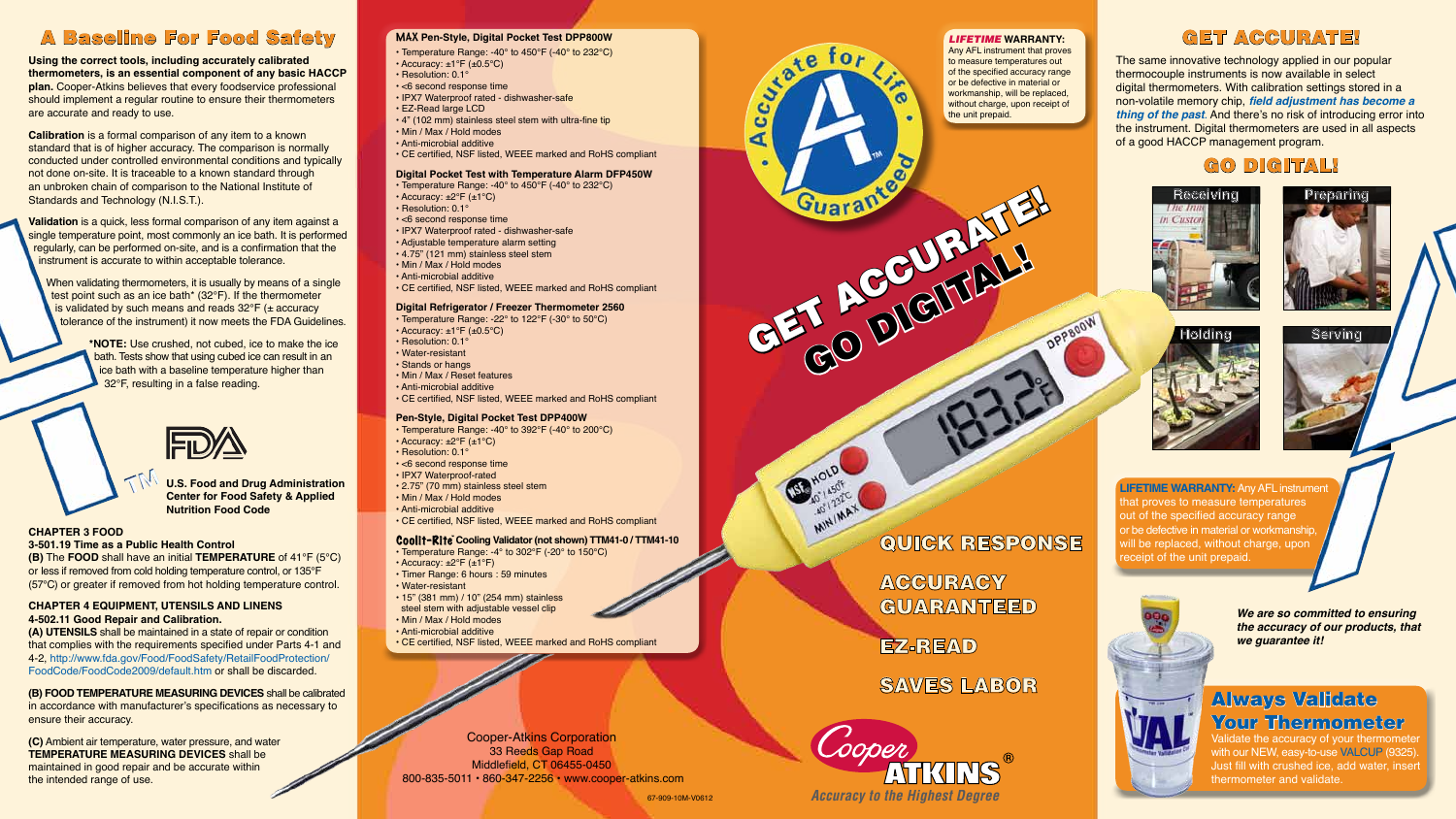# A Baseline For Food Safety

**Using the correct tools, including accurately calibrated thermometers, is an essential component of any basic HACCP plan.** Cooper-Atkins believes that every foodservice professional should implement a regular routine to ensure their thermometers are accurate and ready to use.

**Calibration** is a formal comparison of any item to a known standard that is of higher accuracy. The comparison is normally conducted under controlled environmental conditions and typically not done on-site. It is traceable to a known standard through an unbroken chain of comparison to the National Institute of Standards and Technology (N.I.S.T.).

**Validation** is a quick, less formal comparison of any item against a single temperature point, most commonly an ice bath. It is performed regularly, can be performed on-site, and is a confirmation that the instrument is accurate to within acceptable tolerance.

When validating thermometers, it is usually by means of a single test point such as an ice bath* (32°F). If the thermometer is validated by such means and reads 32°F (± accuracy tolerance of the instrument) it now meets the FDA Guidelines.

***NOTE:** Use crushed, not cubed, ice to make the ice bath. Tests show that using cubed ice can result in an ice bath with a baseline temperature higher than 32°F, resulting in a false reading.

FDA™

**U.S. Food and Drug Administration Center for Food Safety & Applied Nutrition Food Code**

**CHAPTER 3 FOOD**
**3-501.19 Time as a Public Health Control**
**(B)** The **FOOD** shall have an initial **TEMPERATURE** of 41°F (5°C) or less if removed from cold holding temperature control, or 135°F (57°C) or greater if removed from hot holding temperature control.

**CHAPTER 4 EQUIPMENT, UTENSILS AND LINENS**
**4-502.11 Good Repair and Calibration.**
**(A) UTENSILS** shall be maintained in a state of repair or condition that complies with the requirements specified under Parts 4-1 and 4-2, http://www.fda.gov/Food/FoodSafety/RetailFoodProtection/FoodCode/FoodCode2009/default.htm or shall be discarded.

**(B) FOOD TEMPERATURE MEASURING DEVICES** shall be calibrated in accordance with manufacturer's specifications as necessary to ensure their accuracy.

**(C)** Ambient air temperature, water pressure, and water **TEMPERATURE MEASURING DEVICES** shall be maintained in good repair and be accurate within the intended range of use.

### MAX Pen-Style, Digital Pocket Test DPP800W
- Temperature Range: -40° to 450°F (-40° to 232°C)
- Accuracy: ±1°F (±0.5°C)
- Resolution: 0.1°
- <6 second response time
- IPX7 Waterproof rated - dishwasher-safe
- EZ-Read large LCD
- 4" (102 mm) stainless steel stem with ultra-fine tip
- Min / Max / Hold modes
- Anti-microbial additive
- CE certified, NSF listed, WEEE marked and RoHS compliant

### Digital Pocket Test with Temperature Alarm DFP450W
- Temperature Range: -40° to 450°F (-40° to 232°C)
- Accuracy: ±2°F (±1°C)
- Resolution: 0.1°
- <6 second response time
- IPX7 Waterproof rated - dishwasher-safe
- Adjustable temperature alarm setting
- 4.75" (121 mm) stainless steel stem
- Min / Max / Hold modes
- Anti-microbial additive
- CE certified, NSF listed, WEEE marked and RoHS compliant

### Digital Refrigerator / Freezer Thermometer 2560
- Temperature Range: -22° to 122°F (-30° to 50°C)
- Accuracy: ±1°F (±0.5°C)
- Resolution: 0.1°
- Water-resistant
- Stands or hangs
- Min / Max / Reset features
- Anti-microbial additive
- CE certified, NSF listed, WEEE marked and RoHS compliant

### Pen-Style, Digital Pocket Test DPP400W
- Temperature Range: -40° to 392°F (-40° to 200°C)
- Accuracy: ±2°F (±1°C)
- Resolution: 0.1°
- <6 second response time
- IPX7 Waterproof-rated
- 2.75" (70 mm) stainless steel stem
- Min / Max / Hold modes
- Anti-microbial additive
- CE certified, NSF listed, WEEE marked and RoHS compliant

### Coolit-Rite™ Cooling Validator (not shown) TTM41-0 / TTM41-10
- Temperature Range: -4° to 302°F (-20° to 150°C)
- Accuracy: ±2°F (±1°F)
- Timer Range: 6 hours : 59 minutes
- Water-resistant
- 15" (381 mm) / 10" (254 mm) stainless steel stem with adjustable vessel clip
- Min / Max / Hold modes
- Anti-microbial additive
- CE certified, NSF listed, WEEE marked and RoHS compliant

Cooper-Atkins Corporation
33 Reeds Gap Road
Middlefield, CT 06455-0450
800-835-5011 • 860-347-2256 • www.cooper-atkins.com

67-909-10M-V0612

Accurate for Life • Guaranteed™

***LIFETIME* WARRANTY:** Any AFL instrument that proves to measure temperatures out of the specified accuracy range or be defective in material or workmanship, will be replaced, without charge, upon receipt of the unit prepaid.

GET ACCURATE! GO DIGITAL!

QUICK RESPONSE

ACCURACY GUARANTEED

EZ-READ

SAVES LABOR

Cooper-Atkins®
*Accuracy to the Highest Degree*

# GET ACCURATE!

The same innovative technology applied in our popular thermocouple instruments is now available in select digital thermometers. With calibration settings stored in a non-volatile memory chip, ***field adjustment has become a thing of the past***. And there's no risk of introducing error into the instrument. Digital thermometers are used in all aspects of a good HACCP management program.

## GO DIGITAL!

Receiving | Preparing | Holding | Serving

**LIFETIME WARRANTY:** Any AFL instrument that proves to measure temperatures out of the specified accuracy range or be defective in material or workmanship, will be replaced, without charge, upon receipt of the unit prepaid.

***We are so committed to ensuring the accuracy of our products, that we guarantee it!***

## Always Validate Your Thermometer

Validate the accuracy of your thermometer with our NEW, easy-to-use VALCUP (9325). Just fill with crushed ice, add water, insert thermometer and validate.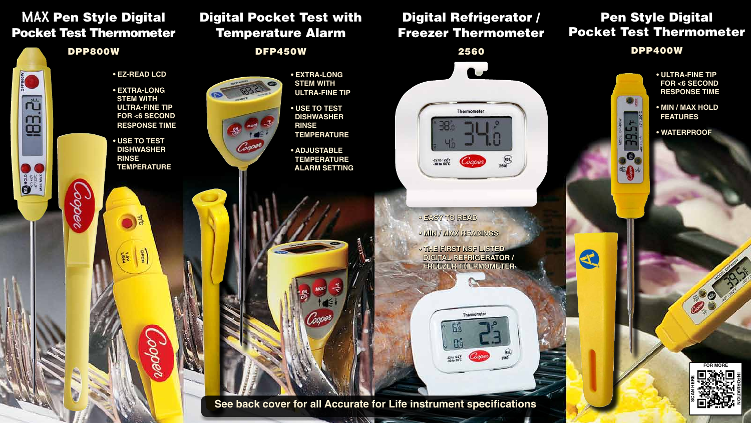## MAX Pen Style Digital Pocket Test Thermometer

### DPP800W

- EZ-READ LCD
- EXTRA-LONG STEM WITH ULTRA-FINE TIP FOR <6 SECOND RESPONSE TIME
- USE TO TEST DISHWASHER RINSE TEMPERATURE

## Digital Pocket Test with Temperature Alarm

### DFP450W

- EXTRA-LONG STEM WITH ULTRA-FINE TIP
- USE TO TEST DISHWASHER RINSE TEMPERATURE
- ADJUSTABLE TEMPERATURE ALARM SETTING

## Digital Refrigerator / Freezer Thermometer

### 2560

- EASY TO READ
- MIN / MAX READINGS
- THE FIRST NSF LISTED DIGITAL REFRIGERATOR / FREEZER THERMOMETER

## Pen Style Digital Pocket Test Thermometer

### DPP400W

- ULTRA-FINE TIP FOR <6 SECOND RESPONSE TIME
- MIN / MAX HOLD FEATURES
- WATERPROOF

See back cover for all Accurate for Life instrument specifications

SCAN HERE FOR MORE INFORMATION